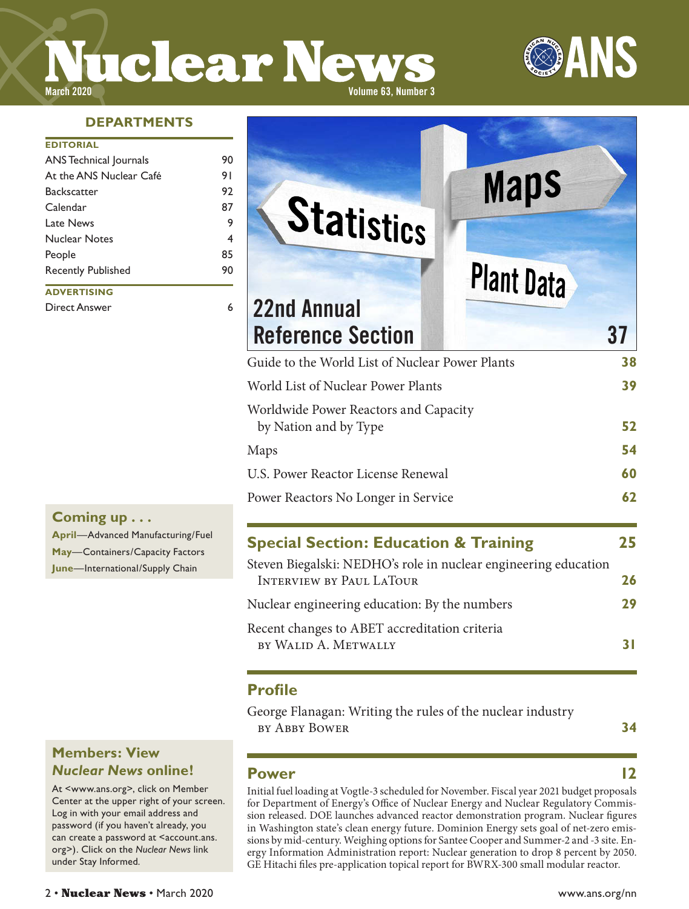# Nuclear News

March 2020 Volume 63, Number 3

ANS

## DEPARTMENTS

| EDITORIAL | |
|---|---|
| ANS Technical Journals | 90 |
| At the ANS Nuclear Café | 91 |
| Backscatter | 92 |
| Calendar | 87 |
| Late News | 9 |
| Nuclear Notes | 4 |
| People | 85 |
| Recently Published | 90 |
| **ADVERTISING** | |
| Direct Answer | 6 |

### Coming up . . .

**April**—Advanced Manufacturing/Fuel
**May**—Containers/Capacity Factors
**June**—International/Supply Chain

### Members: View *Nuclear News* online!

At <www.ans.org>, click on Member Center at the upper right of your screen. Log in with your email address and password (if you haven't already, you can create a password at <account.ans.org>). Click on the *Nuclear News* link under Stay Informed.

## 22nd Annual Reference Section — 37

Statistics · Maps · Plant Data

| | |
|---|---|
| Guide to the World List of Nuclear Power Plants | **38** |
| World List of Nuclear Power Plants | **39** |
| Worldwide Power Reactors and Capacity by Nation and by Type | **52** |
| Maps | **54** |
| U.S. Power Reactor License Renewal | **60** |
| Power Reactors No Longer in Service | **62** |

## Special Section: Education & Training — 25

| | |
|---|---|
| Steven Biegalski: NEDHO's role in nuclear engineering education<br>INTERVIEW BY PAUL LATOUR | **26** |
| Nuclear engineering education: By the numbers | **29** |
| Recent changes to ABET accreditation criteria<br>BY WALID A. METWALLY | **31** |

## Profile

George Flanagan: Writing the rules of the nuclear industry
BY ABBY BOWER — **34**

## Power — 12

Initial fuel loading at Vogtle-3 scheduled for November. Fiscal year 2021 budget proposals for Department of Energy's Office of Nuclear Energy and Nuclear Regulatory Commission released. DOE launches advanced reactor demonstration program. Nuclear figures in Washington state's clean energy future. Dominion Energy sets goal of net-zero emissions by mid-century. Weighing options for Santee Cooper and Summer-2 and -3 site. Energy Information Administration report: Nuclear generation to drop 8 percent by 2050. GE Hitachi files pre-application topical report for BWRX-300 small modular reactor.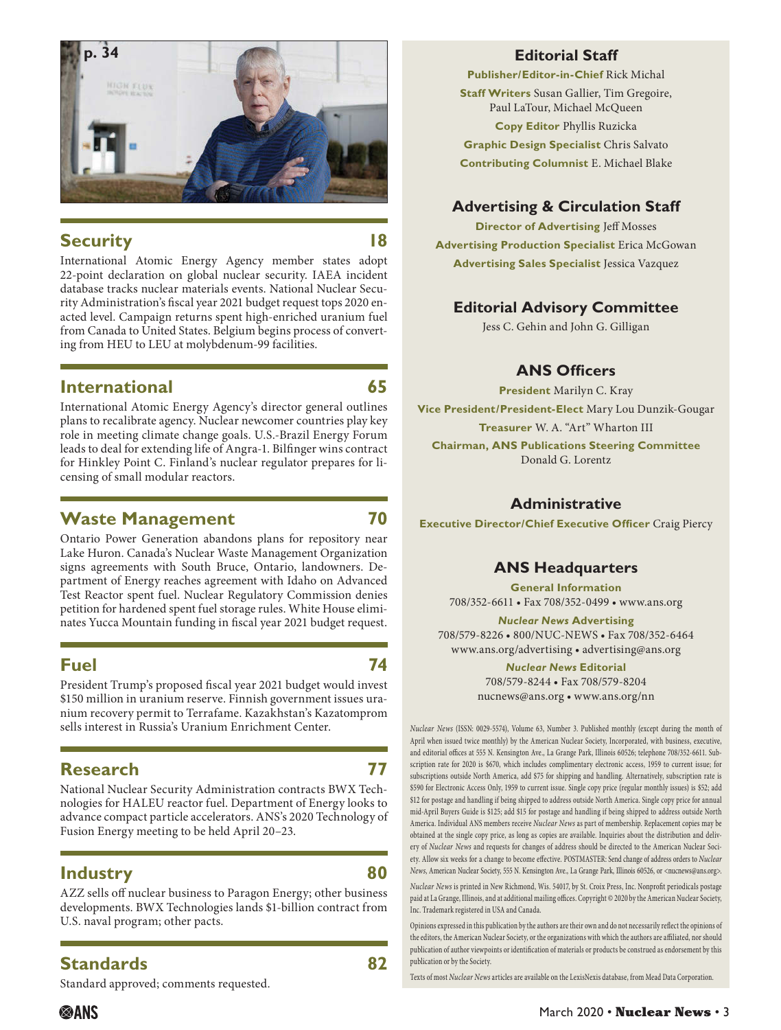p. 34

## Security 18

International Atomic Energy Agency member states adopt 22-point declaration on global nuclear security. IAEA incident database tracks nuclear materials events. National Nuclear Security Administration's fiscal year 2021 budget request tops 2020 enacted level. Campaign returns spent high-enriched uranium fuel from Canada to United States. Belgium begins process of converting from HEU to LEU at molybdenum-99 facilities.

## International 65

International Atomic Energy Agency's director general outlines plans to recalibrate agency. Nuclear newcomer countries play key role in meeting climate change goals. U.S.-Brazil Energy Forum leads to deal for extending life of Angra-1. Bilfinger wins contract for Hinkley Point C. Finland's nuclear regulator prepares for licensing of small modular reactors.

## Waste Management 70

Ontario Power Generation abandons plans for repository near Lake Huron. Canada's Nuclear Waste Management Organization signs agreements with South Bruce, Ontario, landowners. Department of Energy reaches agreement with Idaho on Advanced Test Reactor spent fuel. Nuclear Regulatory Commission denies petition for hardened spent fuel storage rules. White House eliminates Yucca Mountain funding in fiscal year 2021 budget request.

## Fuel 74

President Trump's proposed fiscal year 2021 budget would invest $150 million in uranium reserve. Finnish government issues uranium recovery permit to Terrafame. Kazakhstan's Kazatomprom sells interest in Russia's Uranium Enrichment Center.

## Research 77

National Nuclear Security Administration contracts BWX Technologies for HALEU reactor fuel. Department of Energy looks to advance compact particle accelerators. ANS's 2020 Technology of Fusion Energy meeting to be held April 20–23.

## Industry 80

AZZ sells off nuclear business to Paragon Energy; other business developments. BWX Technologies lands $1-billion contract from U.S. naval program; other pacts.

## Standards 82

Standard approved; comments requested.

### Editorial Staff

**Publisher/Editor-in-Chief** Rick Michal
**Staff Writers** Susan Gallier, Tim Gregoire, Paul LaTour, Michael McQueen
**Copy Editor** Phyllis Ruzicka
**Graphic Design Specialist** Chris Salvato
**Contributing Columnist** E. Michael Blake

### Advertising & Circulation Staff

**Director of Advertising** Jeff Mosses
**Advertising Production Specialist** Erica McGowan
**Advertising Sales Specialist** Jessica Vazquez

### Editorial Advisory Committee

Jess C. Gehin and John G. Gilligan

### ANS Officers

**President** Marilyn C. Kray
**Vice President/President-Elect** Mary Lou Dunzik-Gougar
**Treasurer** W. A. "Art" Wharton III
**Chairman, ANS Publications Steering Committee** Donald G. Lorentz

### Administrative

**Executive Director/Chief Executive Officer** Craig Piercy

### ANS Headquarters

**General Information**
708/352-6611 • Fax 708/352-0499 • www.ans.org

***Nuclear News* Advertising**
708/579-8226 • 800/NUC-NEWS • Fax 708/352-6464
www.ans.org/advertising • advertising@ans.org

***Nuclear News* Editorial**
708/579-8244 • Fax 708/579-8204
nucnews@ans.org • www.ans.org/nn

*Nuclear News* (ISSN: 0029-5574), Volume 63, Number 3. Published monthly (except during the month of April when issued twice monthly) by the American Nuclear Society, Incorporated, with business, executive, and editorial offices at 555 N. Kensington Ave., La Grange Park, Illinois 60526; telephone 708/352-6611. Subscription rate for 2020 is $670, which includes complimentary electronic access, 1959 to current issue; for subscriptions outside North America, add $75 for shipping and handling. Alternatively, subscription rate is $590 for Electronic Access Only, 1959 to current issue. Single copy price (regular monthly issues) is $52; add $12 for postage and handling if being shipped to address outside North America. Single copy price for annual mid-April Buyers Guide is $125; add $15 for postage and handling if being shipped to address outside North America. Individual ANS members receive *Nuclear News* as part of membership. Replacement copies may be obtained at the single copy price, as long as copies are available. Inquiries about the distribution and delivery of *Nuclear News* and requests for changes of address should be directed to the American Nuclear Society. Allow six weeks for a change to become effective. POSTMASTER: Send change of address orders to *Nuclear News*, American Nuclear Society, 555 N. Kensington Ave., La Grange Park, Illinois 60526, or <nucnews@ans.org>.

*Nuclear News* is printed in New Richmond, Wis. 54017, by St. Croix Press, Inc. Nonprofit periodicals postage paid at La Grange, Illinois, and at additional mailing offices. Copyright © 2020 by the American Nuclear Society, Inc. Trademark registered in USA and Canada.

Opinions expressed in this publication by the authors are their own and do not necessarily reflect the opinions of the editors, the American Nuclear Society, or the organizations with which the authors are affiliated, nor should publication of author viewpoints or identification of materials or products be construed as endorsement by this publication or by the Society.

Texts of most *Nuclear News* articles are available on the LexisNexis database, from Mead Data Corporation.